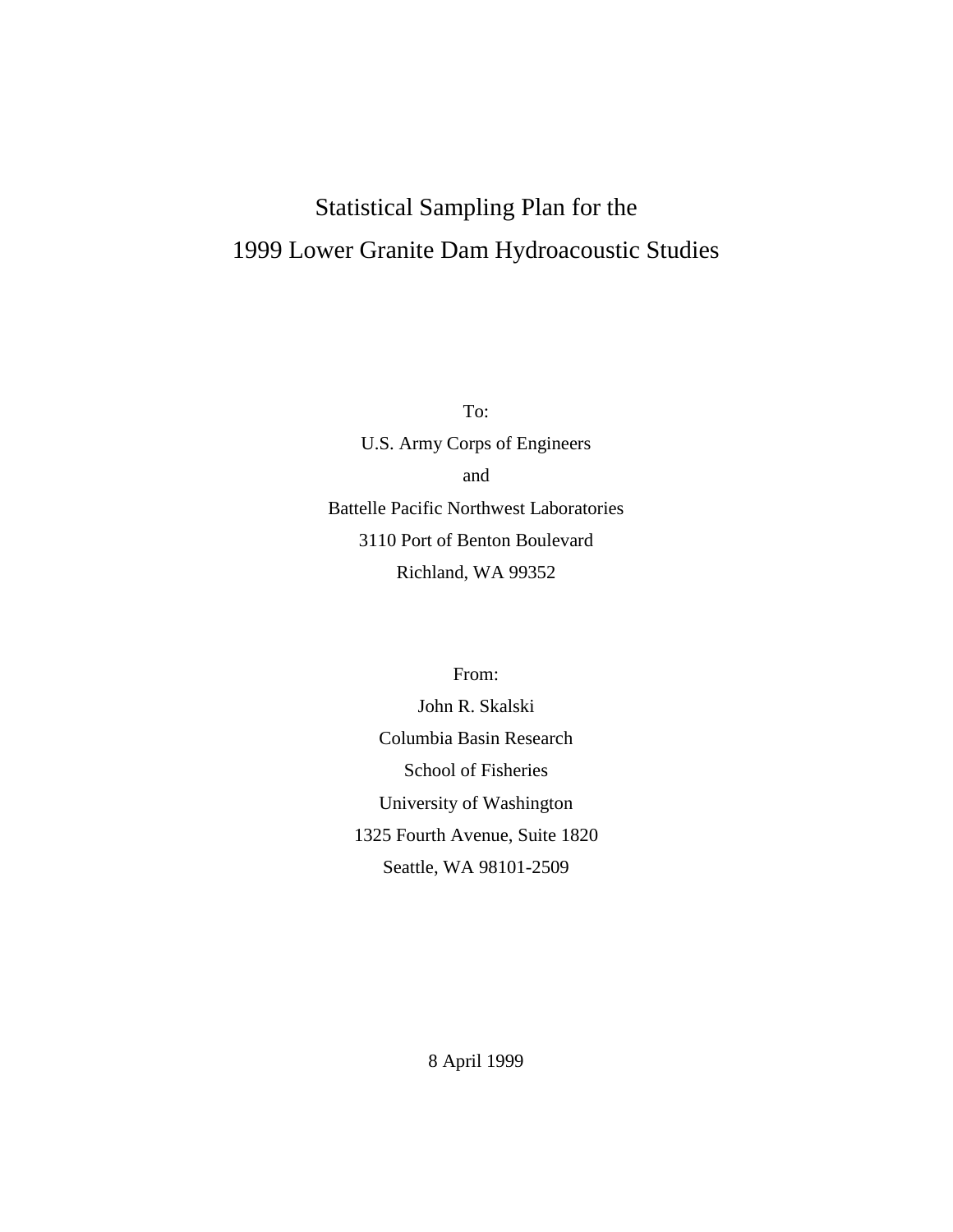# Statistical Sampling Plan for the 1999 Lower Granite Dam Hydroacoustic Studies

To:

U.S. Army Corps of Engineers

and

Battelle Pacific Northwest Laboratories

3110 Port of Benton Boulevard

Richland, WA 99352

From:

John R. Skalski

Columbia Basin Research

School of Fisheries

University of Washington

1325 Fourth Avenue, Suite 1820

Seattle, WA 98101-2509

8 April 1999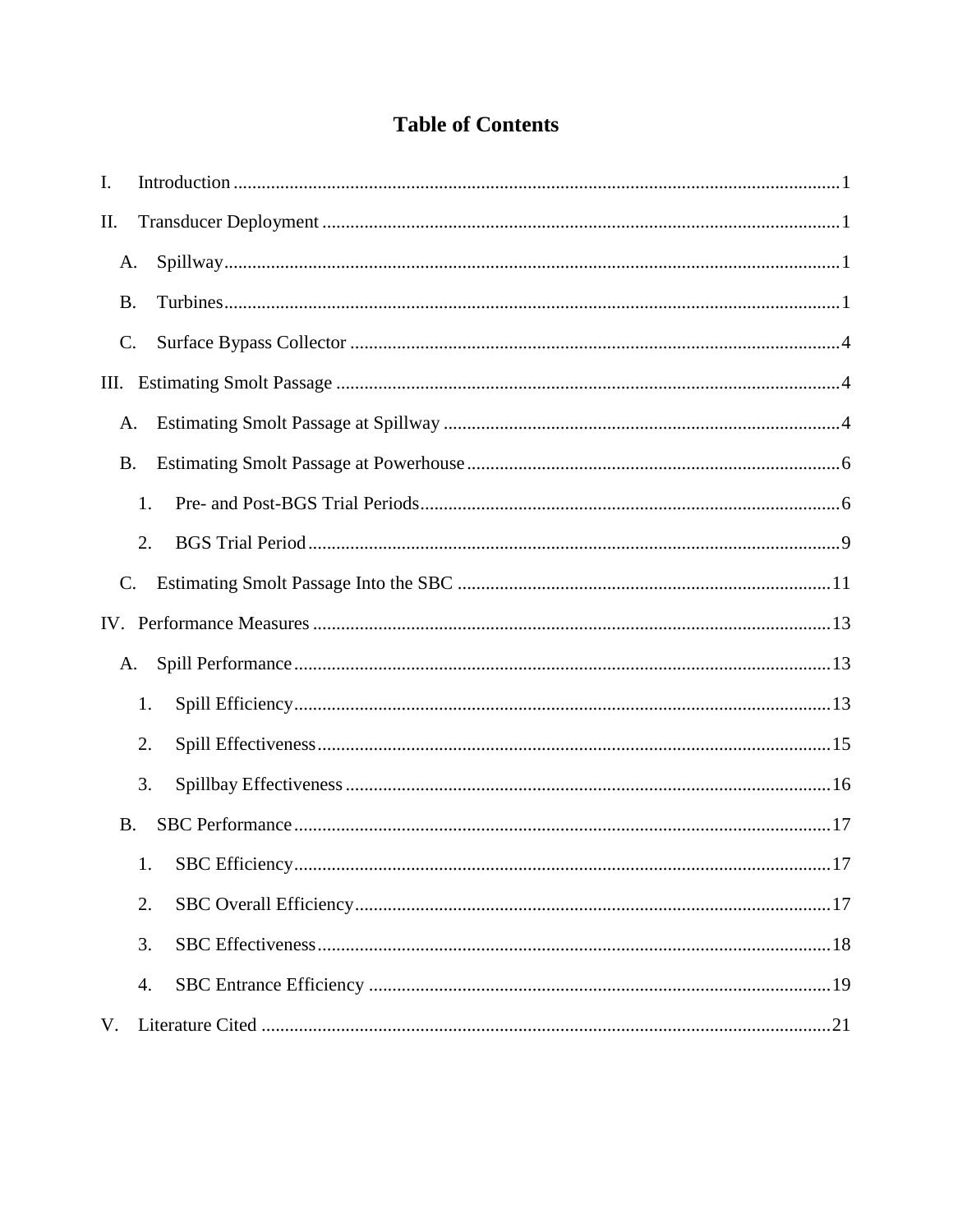# Table of Contents

I. Introduction ......................................................... 1

II. Transducer Deployment ......................................................... 1

- A. Spillway ......................................................... 1
- B. Turbines ......................................................... 1
- C. Surface Bypass Collector ......................................................... 4

III. Estimating Smolt Passage ......................................................... 4

- A. Estimating Smolt Passage at Spillway ......................................................... 4
- B. Estimating Smolt Passage at Powerhouse ......................................................... 6
  - 1. Pre- and Post-BGS Trial Periods ......................................................... 6
  - 2. BGS Trial Period ......................................................... 9
- C. Estimating Smolt Passage Into the SBC ......................................................... 11

IV. Performance Measures ......................................................... 13

- A. Spill Performance ......................................................... 13
  - 1. Spill Efficiency ......................................................... 13
  - 2. Spill Effectiveness ......................................................... 15
  - 3. Spillbay Effectiveness ......................................................... 16
- B. SBC Performance ......................................................... 17
  - 1. SBC Efficiency ......................................................... 17
  - 2. SBC Overall Efficiency ......................................................... 17
  - 3. SBC Effectiveness ......................................................... 18
  - 4. SBC Entrance Efficiency ......................................................... 19

V. Literature Cited ......................................................... 21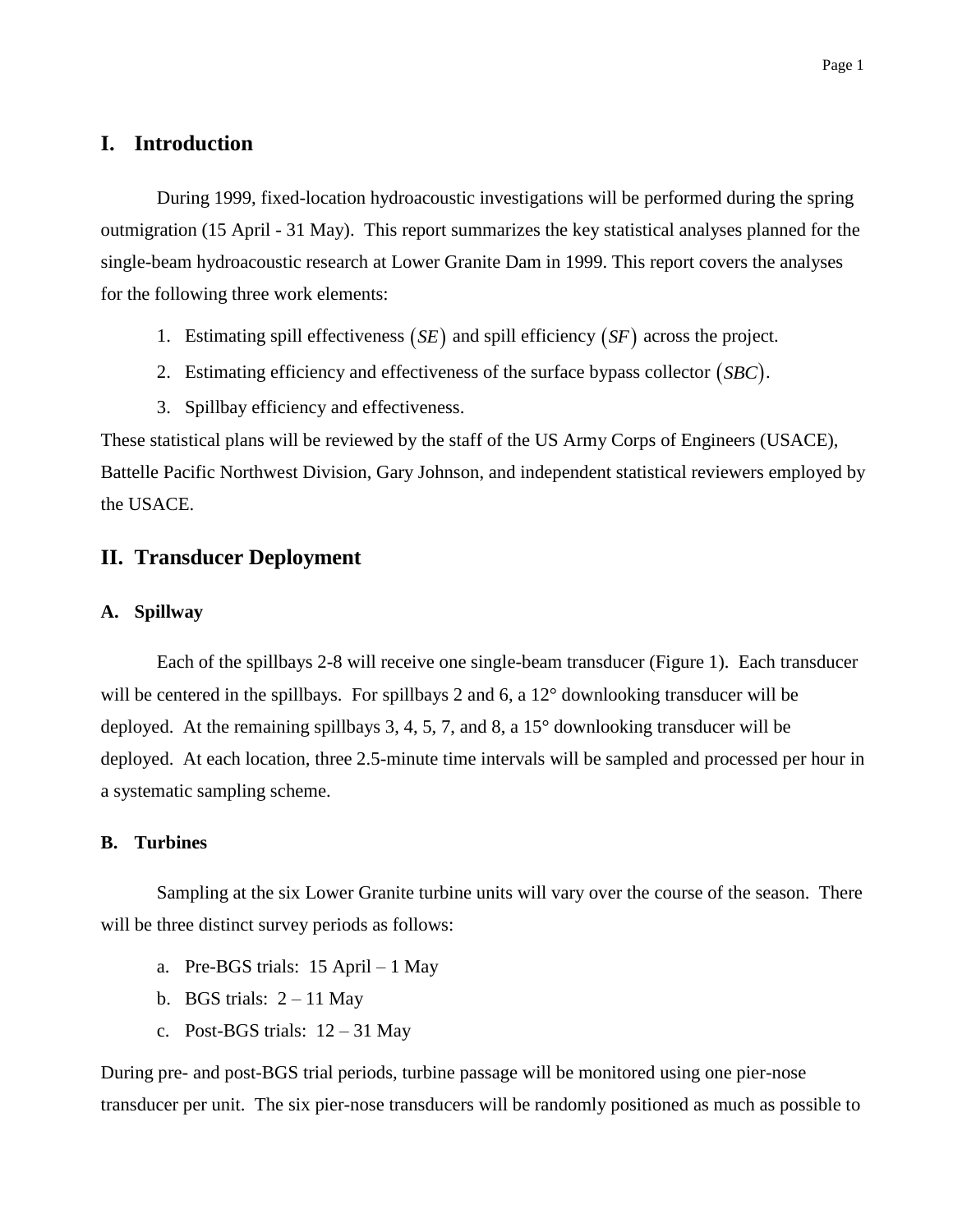# I. Introduction

During 1999, fixed-location hydroacoustic investigations will be performed during the spring outmigration (15 April - 31 May). This report summarizes the key statistical analyses planned for the single-beam hydroacoustic research at Lower Granite Dam in 1999. This report covers the analyses for the following three work elements:

1. Estimating spill effectiveness $(SE)$ and spill efficiency $(SF)$ across the project.
2. Estimating efficiency and effectiveness of the surface bypass collector $(SBC)$.
3. Spillbay efficiency and effectiveness.

These statistical plans will be reviewed by the staff of the US Army Corps of Engineers (USACE), Battelle Pacific Northwest Division, Gary Johnson, and independent statistical reviewers employed by the USACE.

# II. Transducer Deployment

### A. Spillway

Each of the spillbays 2-8 will receive one single-beam transducer (Figure 1). Each transducer will be centered in the spillbays. For spillbays 2 and 6, a 12° downlooking transducer will be deployed. At the remaining spillbays 3, 4, 5, 7, and 8, a 15° downlooking transducer will be deployed. At each location, three 2.5-minute time intervals will be sampled and processed per hour in a systematic sampling scheme.

### B. Turbines

Sampling at the six Lower Granite turbine units will vary over the course of the season. There will be three distinct survey periods as follows:

a. Pre-BGS trials: 15 April – 1 May
b. BGS trials: 2 – 11 May
c. Post-BGS trials: 12 – 31 May

During pre- and post-BGS trial periods, turbine passage will be monitored using one pier-nose transducer per unit. The six pier-nose transducers will be randomly positioned as much as possible to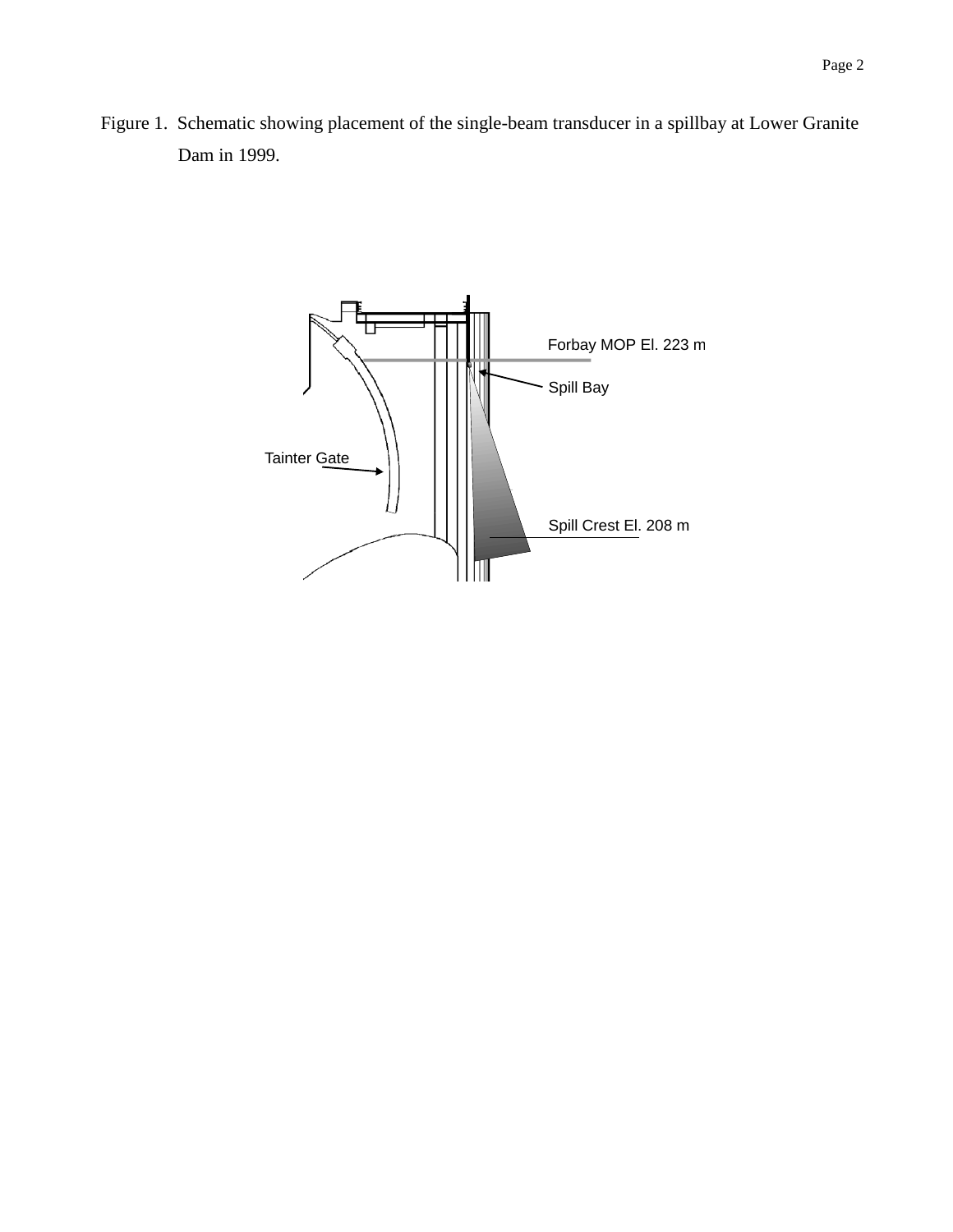Figure 1. Schematic showing placement of the single-beam transducer in a spillbay at Lower Granite Dam in 1999.

Forbay MOP El. 223 m

Spill Bay

Tainter Gate

Spill Crest El. 208 m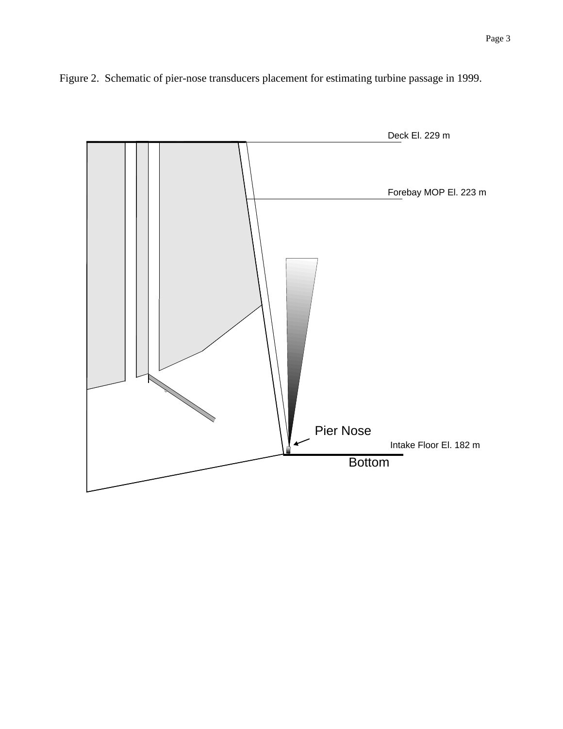Figure 2. Schematic of pier-nose transducers placement for estimating turbine passage in 1999.

Deck El. 229 m

Forebay MOP El. 223 m

Pier Nose

Intake Floor El. 182 m

Bottom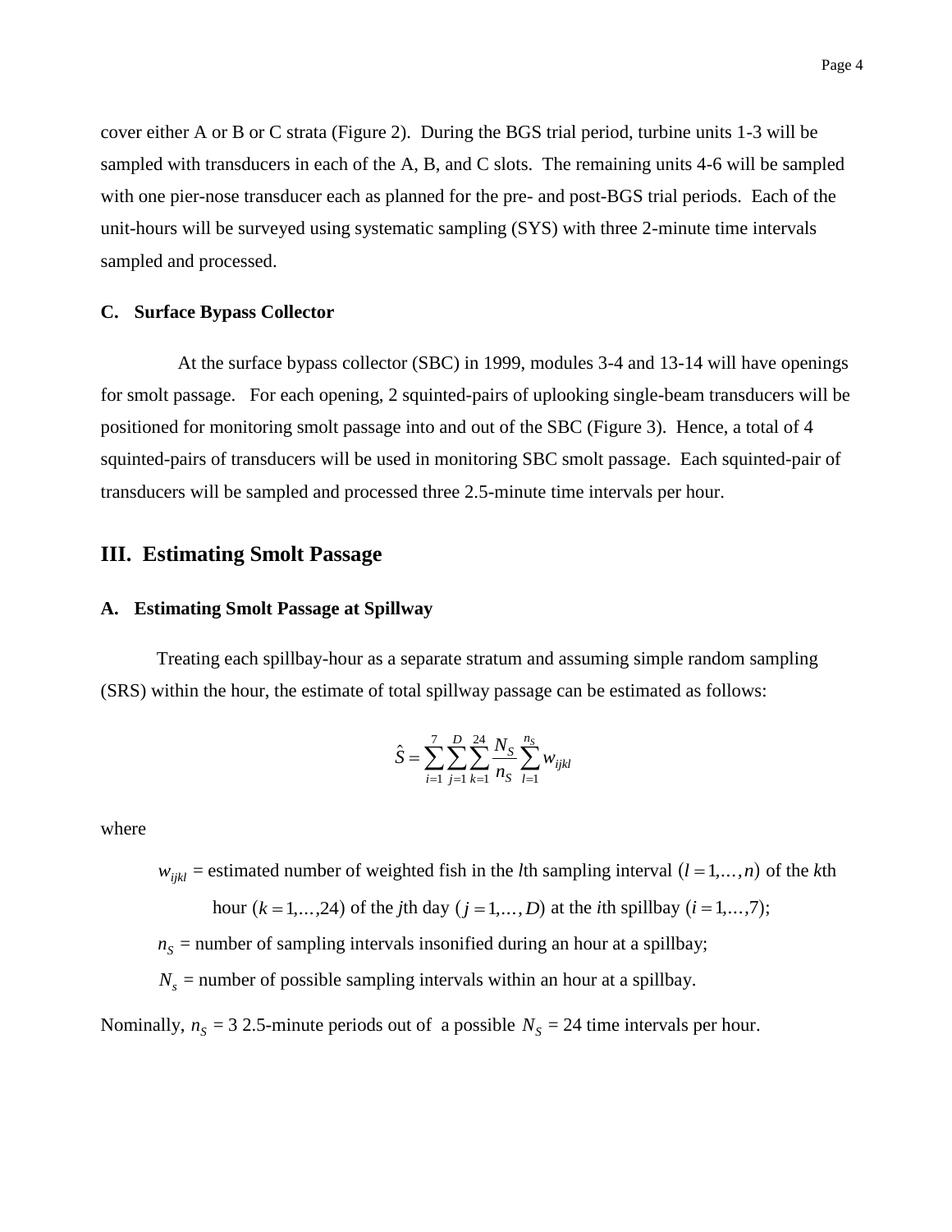cover either A or B or C strata (Figure 2). During the BGS trial period, turbine units 1-3 will be sampled with transducers in each of the A, B, and C slots. The remaining units 4-6 will be sampled with one pier-nose transducer each as planned for the pre- and post-BGS trial periods. Each of the unit-hours will be surveyed using systematic sampling (SYS) with three 2-minute time intervals sampled and processed.

### C. Surface Bypass Collector

At the surface bypass collector (SBC) in 1999, modules 3-4 and 13-14 will have openings for smolt passage. For each opening, 2 squinted-pairs of uplooking single-beam transducers will be positioned for monitoring smolt passage into and out of the SBC (Figure 3). Hence, a total of 4 squinted-pairs of transducers will be used in monitoring SBC smolt passage. Each squinted-pair of transducers will be sampled and processed three 2.5-minute time intervals per hour.

## III. Estimating Smolt Passage

### A. Estimating Smolt Passage at Spillway

Treating each spillbay-hour as a separate stratum and assuming simple random sampling (SRS) within the hour, the estimate of total spillway passage can be estimated as follows:

$$\hat{S} = \sum_{i=1}^{7} \sum_{j=1}^{D} \sum_{k=1}^{24} \frac{N_S}{n_S} \sum_{l=1}^{n_S} w_{ijkl}$$

where

$w_{ijkl}$ = estimated number of weighted fish in the $l$th sampling interval $(l = 1, \ldots, n)$ of the $k$th hour $(k = 1, \ldots, 24)$ of the $j$th day $(j = 1, \ldots, D)$ at the $i$th spillbay $(i = 1, \ldots, 7)$;

$n_S$ = number of sampling intervals insonified during an hour at a spillbay;

$N_s$ = number of possible sampling intervals within an hour at a spillbay.

Nominally, $n_S$ = 3 2.5-minute periods out of a possible $N_S$ = 24 time intervals per hour.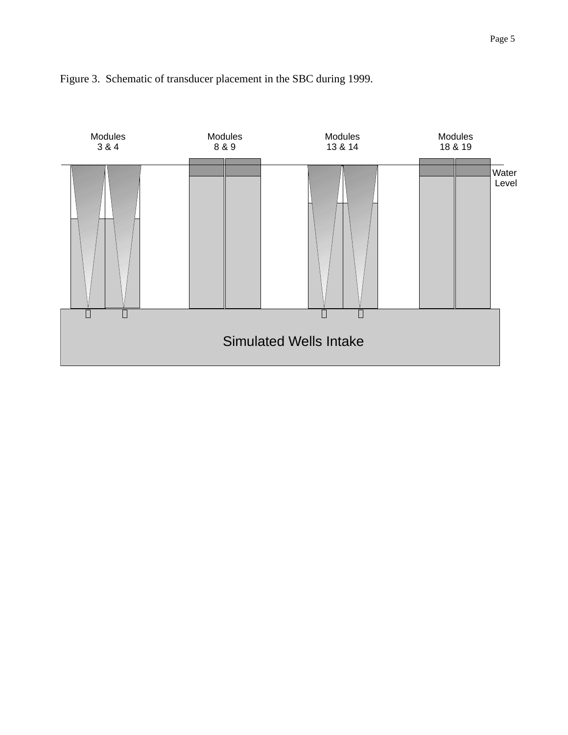Figure 3. Schematic of transducer placement in the SBC during 1999.

Modules 3 & 4

Modules 8 & 9

Modules 13 & 14

Modules 18 & 19

Water Level

Simulated Wells Intake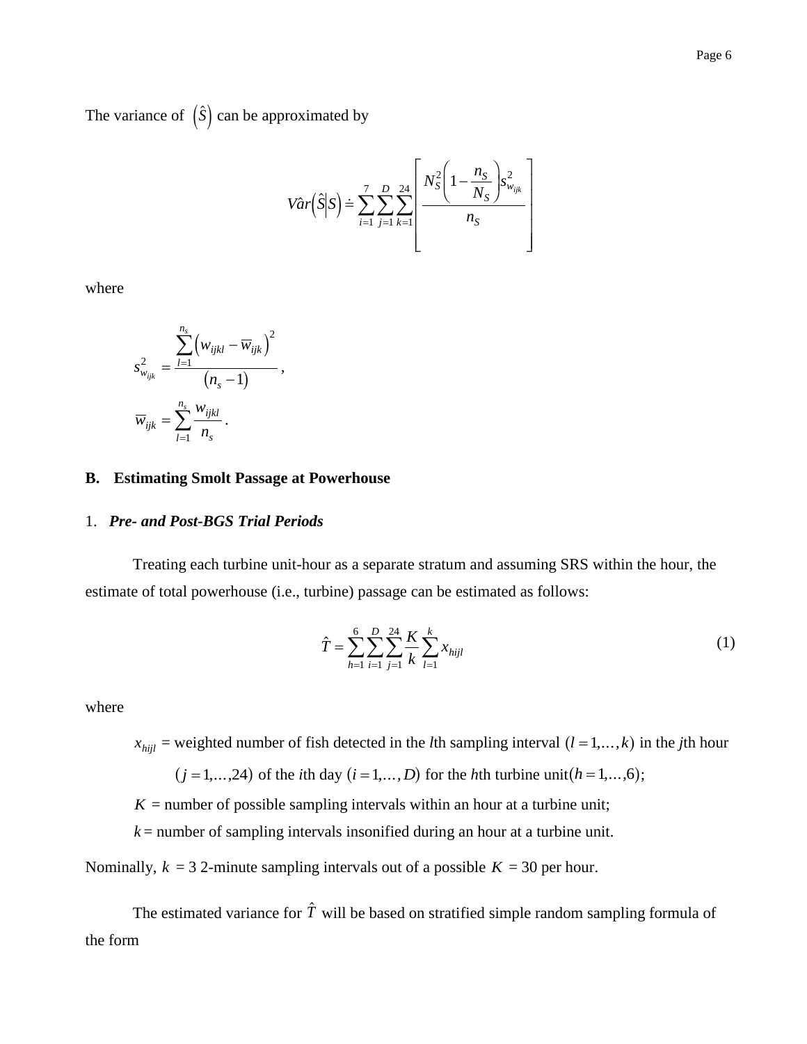The variance of $\left(\hat{S}\right)$ can be approximated by

$$V\hat{a}r\left(\hat{S}\middle|S\right) \doteq \sum_{i=1}^{7}\sum_{j=1}^{D}\sum_{k=1}^{24}\left[\frac{N_S^2\left(1-\dfrac{n_S}{N_S}\right)s_{w_{ijk}}^2}{n_S}\right]$$

where

$$s_{w_{ijk}}^2 = \frac{\sum_{l=1}^{n_s}\left(w_{ijkl}-\overline{w}_{ijk}\right)^2}{\left(n_s-1\right)},$$

$$\overline{w}_{ijk} = \sum_{l=1}^{n_s}\frac{w_{ijkl}}{n_s}.$$

### B. Estimating Smolt Passage at Powerhouse

#### 1. *Pre- and Post-BGS Trial Periods*

Treating each turbine unit-hour as a separate stratum and assuming SRS within the hour, the estimate of total powerhouse (i.e., turbine) passage can be estimated as follows:

$$\hat{T} = \sum_{h=1}^{6}\sum_{i=1}^{D}\sum_{j=1}^{24}\frac{K}{k}\sum_{l=1}^{k}x_{hijl} \tag{1}$$

where

$x_{hijl}$ = weighted number of fish detected in the *l*th sampling interval $(l = 1,\ldots,k)$ in the *j*th hour $(j = 1,\ldots,24)$ of the *i*th day $(i = 1,\ldots,D)$ for the *h*th turbine unit$(h = 1,\ldots,6)$;

$K$ = number of possible sampling intervals within an hour at a turbine unit;

$k$ = number of sampling intervals insonified during an hour at a turbine unit.

Nominally, $k$ = 3 2-minute sampling intervals out of a possible $K$ = 30 per hour.

The estimated variance for $\hat{T}$ will be based on stratified simple random sampling formula of the form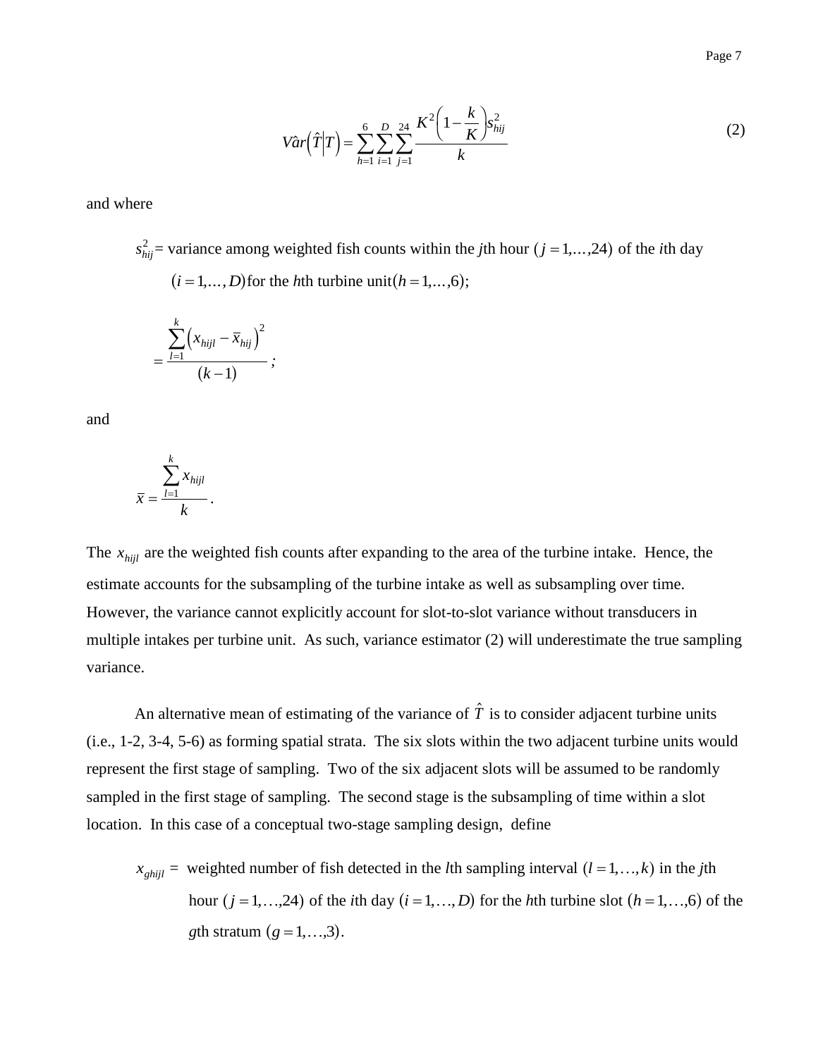$$V\hat{a}r\left(\hat{T}\middle|T\right)=\sum_{h=1}^{6}\sum_{i=1}^{D}\sum_{j=1}^{24}\frac{K^{2}\left(1-\frac{k}{K}\right)s_{hij}^{2}}{k} \tag{2}$$

and where

> $s_{hij}^{2}$ = variance among weighted fish counts within the *j*th hour $(j=1,\ldots,24)$ of the *i*th day $(i=1,\ldots,D)$ for the *h*th turbine unit $(h=1,\ldots,6)$;
>
> $$=\frac{\sum_{l=1}^{k}\left(x_{hijl}-\bar{x}_{hij}\right)^{2}}{(k-1)};$$

and

$$\bar{x}=\frac{\sum_{l=1}^{k}x_{hijl}}{k}.$$

The $x_{hijl}$ are the weighted fish counts after expanding to the area of the turbine intake. Hence, the estimate accounts for the subsampling of the turbine intake as well as subsampling over time. However, the variance cannot explicitly account for slot-to-slot variance without transducers in multiple intakes per turbine unit. As such, variance estimator (2) will underestimate the true sampling variance.

An alternative mean of estimating of the variance of $\hat{T}$ is to consider adjacent turbine units (i.e., 1-2, 3-4, 5-6) as forming spatial strata. The six slots within the two adjacent turbine units would represent the first stage of sampling. Two of the six adjacent slots will be assumed to be randomly sampled in the first stage of sampling. The second stage is the subsampling of time within a slot location. In this case of a conceptual two-stage sampling design, define

> $x_{ghijl}$ = weighted number of fish detected in the *l*th sampling interval $(l=1,\ldots,k)$ in the *j*th hour $(j=1,\ldots,24)$ of the *i*th day $(i=1,\ldots,D)$ for the *h*th turbine slot $(h=1,\ldots,6)$ of the *g*th stratum $(g=1,\ldots,3)$.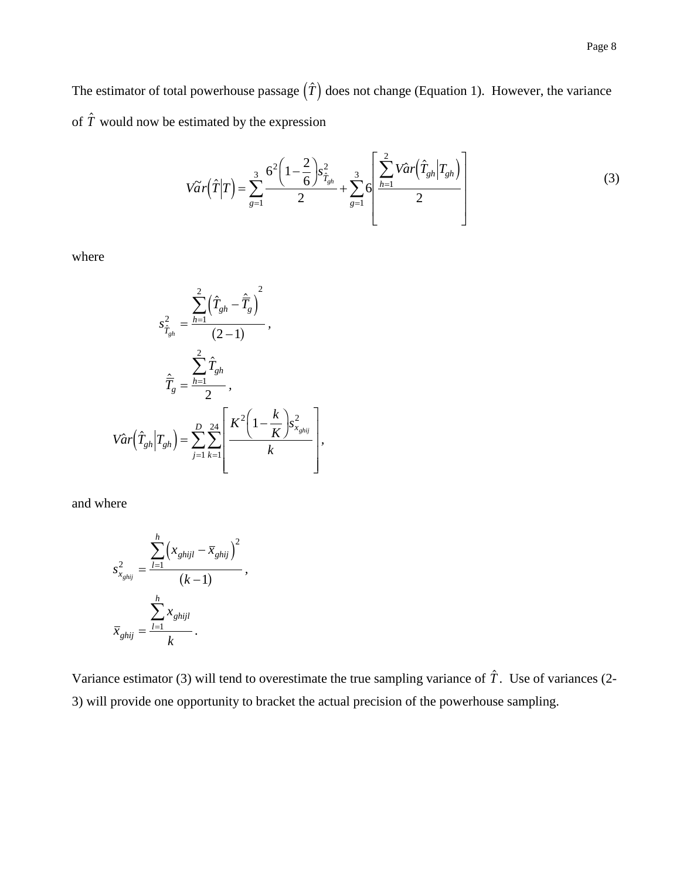The estimator of total powerhouse passage $\left(\hat{T}\right)$ does not change (Equation 1). However, the variance of $\hat{T}$ would now be estimated by the expression

$$\tilde{Var}\left(\hat{T}\middle|T\right) = \sum_{g=1}^{3} \frac{6^2\left(1-\frac{2}{6}\right)s^2_{\hat{T}_{gh}}}{2} + \sum_{g=1}^{3} 6\left[\frac{\sum_{h=1}^{2} \hat{Var}\left(\hat{T}_{gh}\middle|T_{gh}\right)}{2}\right] \tag{3}$$

where

$$s^2_{\hat{T}_{gh}} = \frac{\sum_{h=1}^{2}\left(\hat{T}_{gh} - \bar{\hat{T}}_g\right)^2}{(2-1)},$$

$$\bar{\hat{T}}_g = \frac{\sum_{h=1}^{2} \hat{T}_{gh}}{2},$$

$$\hat{Var}\left(\hat{T}_{gh}\middle|T_{gh}\right) = \sum_{j=1}^{D}\sum_{k=1}^{24}\left[\frac{K^2\left(1-\frac{k}{K}\right)s^2_{x_{ghij}}}{k}\right],$$

and where

$$s^2_{x_{ghij}} = \frac{\sum_{l=1}^{h}\left(x_{ghijl} - \bar{x}_{ghij}\right)^2}{(k-1)},$$

$$\bar{x}_{ghij} = \frac{\sum_{l=1}^{h} x_{ghijl}}{k}.$$

Variance estimator (3) will tend to overestimate the true sampling variance of $\hat{T}$. Use of variances (2-3) will provide one opportunity to bracket the actual precision of the powerhouse sampling.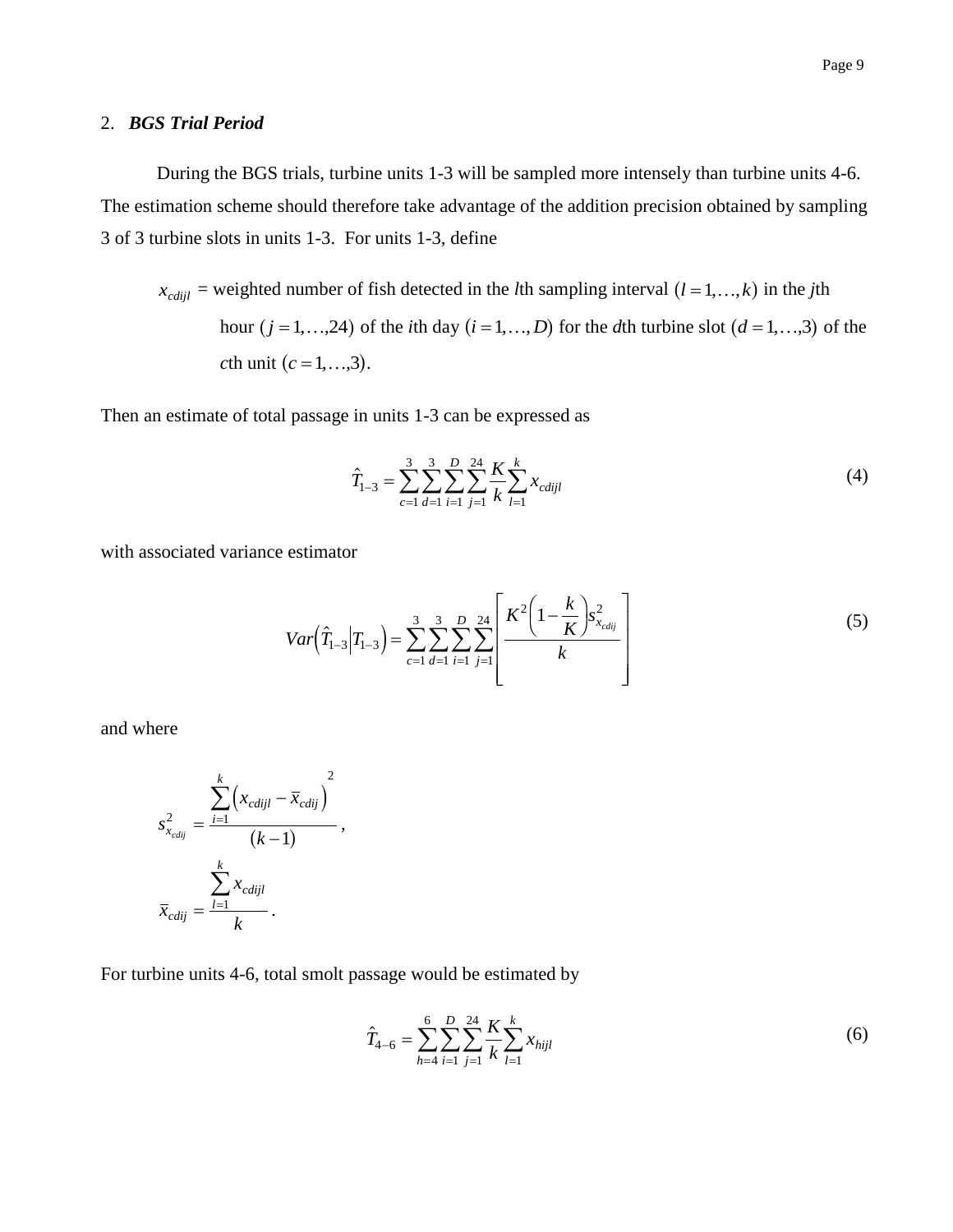## 2. ***BGS Trial Period***

During the BGS trials, turbine units 1-3 will be sampled more intensely than turbine units 4-6. The estimation scheme should therefore take advantage of the addition precision obtained by sampling 3 of 3 turbine slots in units 1-3. For units 1-3, define

> $x_{cdijl}$ = weighted number of fish detected in the *l*th sampling interval $(l = 1, \ldots, k)$ in the *j*th hour $(j = 1, \ldots, 24)$ of the *i*th day $(i = 1, \ldots, D)$ for the *d*th turbine slot $(d = 1, \ldots, 3)$ of the *c*th unit $(c = 1, \ldots, 3)$.

Then an estimate of total passage in units 1-3 can be expressed as

$$\hat{T}_{1-3} = \sum_{c=1}^{3} \sum_{d=1}^{3} \sum_{i=1}^{D} \sum_{j=1}^{24} \frac{K}{k} \sum_{l=1}^{k} x_{cdijl} \tag{4}$$

with associated variance estimator

$$Var\left(\hat{T}_{1-3} \middle| T_{1-3}\right) = \sum_{c=1}^{3} \sum_{d=1}^{3} \sum_{i=1}^{D} \sum_{j=1}^{24} \left[ \frac{K^2 \left(1 - \frac{k}{K}\right) s^2_{x_{cdij}}}{k} \right] \tag{5}$$

and where

$$s^2_{x_{cdij}} = \frac{\sum_{i=1}^{k} \left(x_{cdijl} - \bar{x}_{cdij}\right)^2}{(k-1)},$$

$$\bar{x}_{cdij} = \frac{\sum_{l=1}^{k} x_{cdijl}}{k}.$$

For turbine units 4-6, total smolt passage would be estimated by

$$\hat{T}_{4-6} = \sum_{h=4}^{6} \sum_{i=1}^{D} \sum_{j=1}^{24} \frac{K}{k} \sum_{l=1}^{k} x_{hijl} \tag{6}$$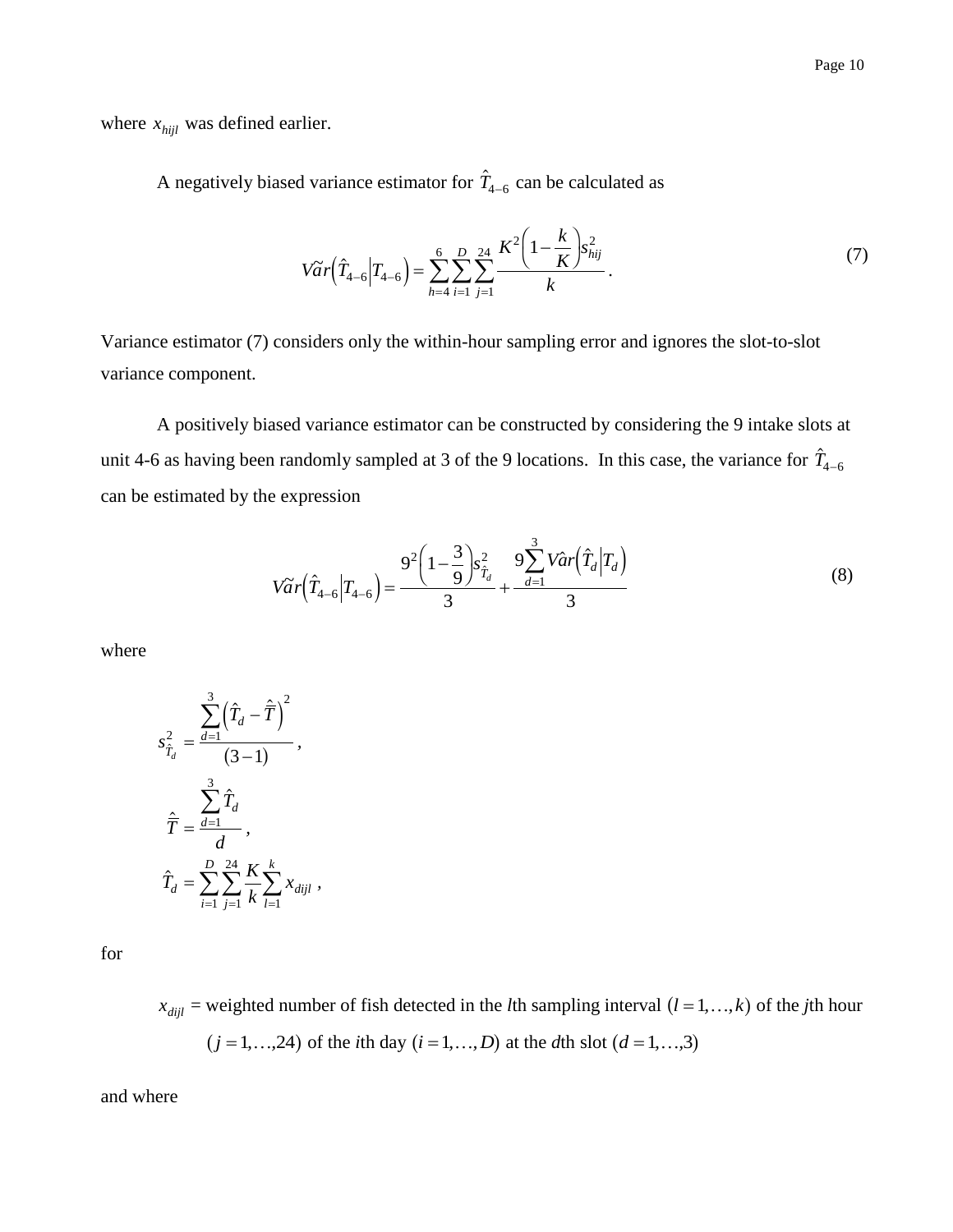where $x_{hijl}$ was defined earlier.

A negatively biased variance estimator for $\hat{T}_{4-6}$ can be calculated as

$$V\tilde{a}r\left(\hat{T}_{4-6}\middle|T_{4-6}\right) = \sum_{h=4}^{6}\sum_{i=1}^{D}\sum_{j=1}^{24}\frac{K^2\left(1-\dfrac{k}{K}\right)s_{hij}^2}{k}\,. \tag{7}$$

Variance estimator (7) considers only the within-hour sampling error and ignores the slot-to-slot variance component.

A positively biased variance estimator can be constructed by considering the 9 intake slots at unit 4-6 as having been randomly sampled at 3 of the 9 locations. In this case, the variance for $\hat{T}_{4-6}$ can be estimated by the expression

$$V\tilde{a}r\left(\hat{T}_{4-6}\middle|T_{4-6}\right) = \frac{9^2\left(1-\dfrac{3}{9}\right)s_{\hat{T}_d}^2}{3} + \frac{9\sum_{d=1}^{3}V\hat{a}r\left(\hat{T}_d\middle|T_d\right)}{3} \tag{8}$$

where

$$s_{\hat{T}_d}^2 = \frac{\sum_{d=1}^{3}\left(\hat{T}_d - \hat{\bar{T}}\right)^2}{(3-1)}\,,$$

$$\hat{\bar{T}} = \frac{\sum_{d=1}^{3}\hat{T}_d}{d}\,,$$

$$\hat{T}_d = \sum_{i=1}^{D}\sum_{j=1}^{24}\frac{K}{k}\sum_{l=1}^{k}x_{dijl}\,,$$

for

> $x_{dijl}$ = weighted number of fish detected in the $l$th sampling interval $(l=1,\ldots,k)$ of the $j$th hour $(j=1,\ldots,24)$ of the $i$th day $(i=1,\ldots,D)$ at the $d$th slot $(d=1,\ldots,3)$

and where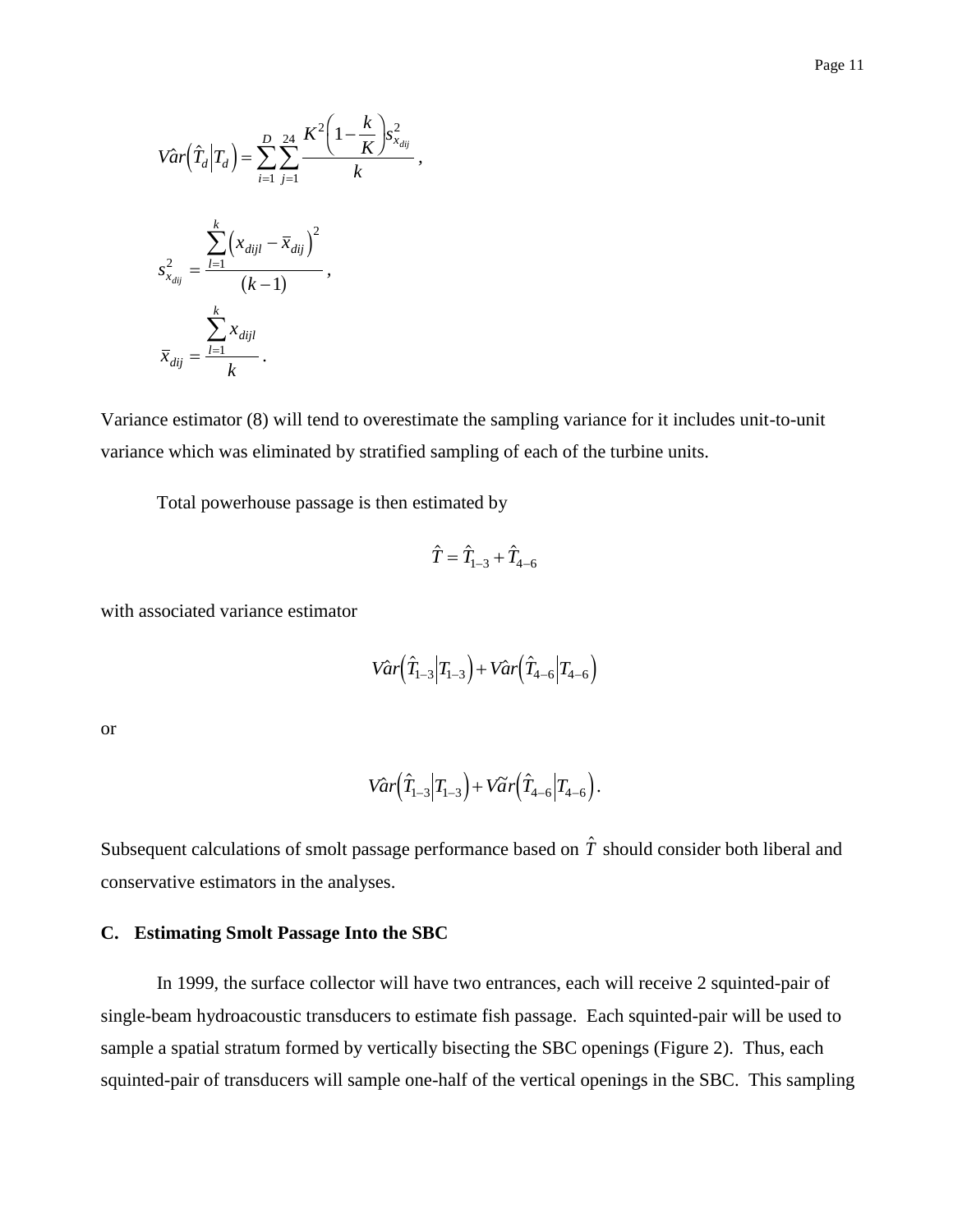$$V\hat{a}r\left(\hat{T}_d \middle| T_d\right) = \sum_{i=1}^{D} \sum_{j=1}^{24} \frac{K^2\left(1 - \frac{k}{K}\right) s_{x_{dij}}^2}{k},$$

$$s_{x_{dij}}^2 = \frac{\sum_{l=1}^{k}\left(x_{dijl} - \bar{x}_{dij}\right)^2}{(k-1)},$$

$$\bar{x}_{dij} = \frac{\sum_{l=1}^{k} x_{dijl}}{k}.$$

Variance estimator (8) will tend to overestimate the sampling variance for it includes unit-to-unit variance which was eliminated by stratified sampling of each of the turbine units.

Total powerhouse passage is then estimated by

$$\hat{T} = \hat{T}_{1-3} + \hat{T}_{4-6}$$

with associated variance estimator

$$V\hat{a}r\left(\hat{T}_{1-3} \middle| T_{1-3}\right) + V\hat{a}r\left(\hat{T}_{4-6} \middle| T_{4-6}\right)$$

or

$$V\hat{a}r\left(\hat{T}_{1-3} \middle| T_{1-3}\right) + V\tilde{a}r\left(\hat{T}_{4-6} \middle| T_{4-6}\right).$$

Subsequent calculations of smolt passage performance based on $\hat{T}$ should consider both liberal and conservative estimators in the analyses.

## C. Estimating Smolt Passage Into the SBC

In 1999, the surface collector will have two entrances, each will receive 2 squinted-pair of single-beam hydroacoustic transducers to estimate fish passage. Each squinted-pair will be used to sample a spatial stratum formed by vertically bisecting the SBC openings (Figure 2). Thus, each squinted-pair of transducers will sample one-half of the vertical openings in the SBC. This sampling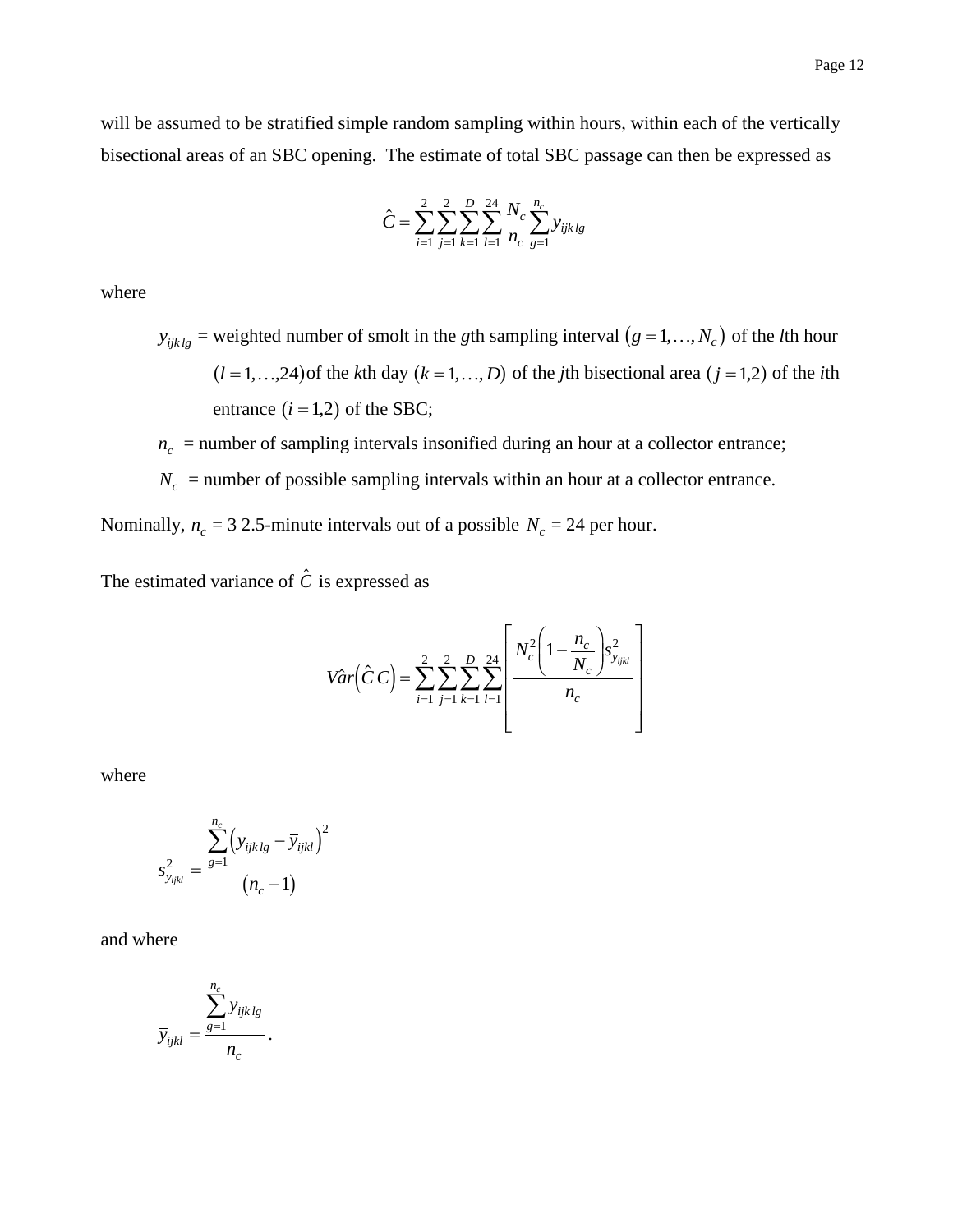will be assumed to be stratified simple random sampling within hours, within each of the vertically bisectional areas of an SBC opening. The estimate of total SBC passage can then be expressed as

$$\hat{C} = \sum_{i=1}^{2} \sum_{j=1}^{2} \sum_{k=1}^{D} \sum_{l=1}^{24} \frac{N_c}{n_c} \sum_{g=1}^{n_c} y_{ijklg}$$

where

> $y_{ijklg}$ = weighted number of smolt in the *g*th sampling interval $(g = 1, \ldots, N_c)$ of the *l*th hour $(l = 1, \ldots, 24)$ of the *k*th day $(k = 1, \ldots, D)$ of the *j*th bisectional area $(j = 1,2)$ of the *i*th entrance $(i = 1,2)$ of the SBC;
>
> $n_c$ = number of sampling intervals insonified during an hour at a collector entrance;
>
> $N_c$ = number of possible sampling intervals within an hour at a collector entrance.

Nominally, $n_c$ = 3 2.5-minute intervals out of a possible $N_c$ = 24 per hour.

The estimated variance of $\hat{C}$ is expressed as

$$V\hat{a}r\left(\hat{C} \middle| C\right) = \sum_{i=1}^{2} \sum_{j=1}^{2} \sum_{k=1}^{D} \sum_{l=1}^{24} \left[ \frac{N_c^2 \left(1 - \frac{n_c}{N_c}\right) s_{y_{ijkl}}^2}{n_c} \right]$$

where

$$s_{y_{ijkl}}^2 = \frac{\sum_{g=1}^{n_c} \left(y_{ijklg} - \bar{y}_{ijkl}\right)^2}{\left(n_c - 1\right)}$$

and where

$$\bar{y}_{ijkl} = \frac{\sum_{g=1}^{n_c} y_{ijklg}}{n_c}.$$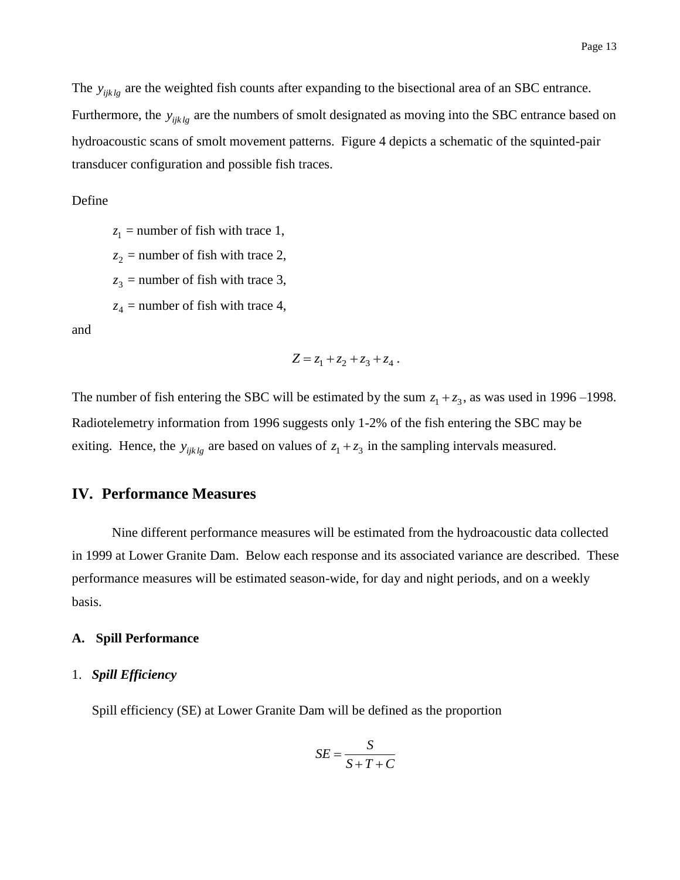The $y_{ijklg}$ are the weighted fish counts after expanding to the bisectional area of an SBC entrance. Furthermore, the $y_{ijklg}$ are the numbers of smolt designated as moving into the SBC entrance based on hydroacoustic scans of smolt movement patterns. Figure 4 depicts a schematic of the squinted-pair transducer configuration and possible fish traces.

Define

$z_1$ = number of fish with trace 1,

$z_2$ = number of fish with trace 2,

$z_3$ = number of fish with trace 3,

$z_4$ = number of fish with trace 4,

and

$$Z = z_1 + z_2 + z_3 + z_4 .$$

The number of fish entering the SBC will be estimated by the sum $z_1 + z_3$, as was used in 1996 –1998. Radiotelemetry information from 1996 suggests only 1-2% of the fish entering the SBC may be exiting. Hence, the $y_{ijklg}$ are based on values of $z_1 + z_3$ in the sampling intervals measured.

## IV. Performance Measures

Nine different performance measures will be estimated from the hydroacoustic data collected in 1999 at Lower Granite Dam. Below each response and its associated variance are described. These performance measures will be estimated season-wide, for day and night periods, and on a weekly basis.

### A. Spill Performance

#### 1. *Spill Efficiency*

Spill efficiency (SE) at Lower Granite Dam will be defined as the proportion

$$SE = \frac{S}{S + T + C}$$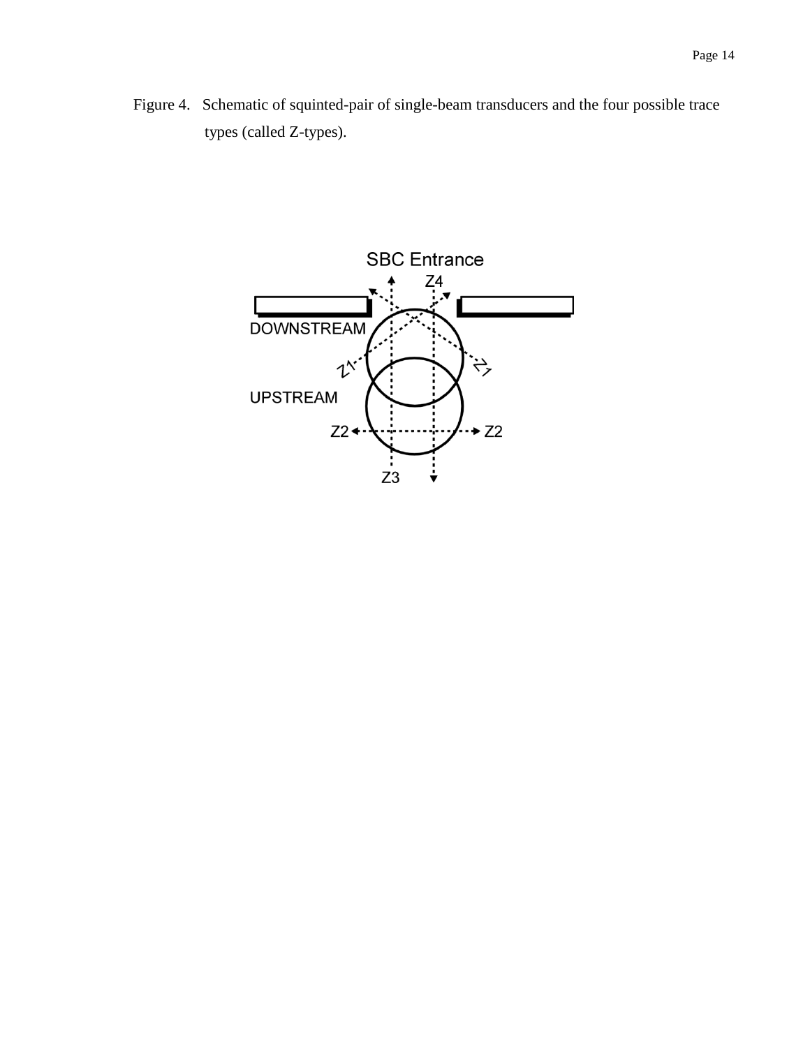Figure 4. Schematic of squinted-pair of single-beam transducers and the four possible trace types (called Z-types).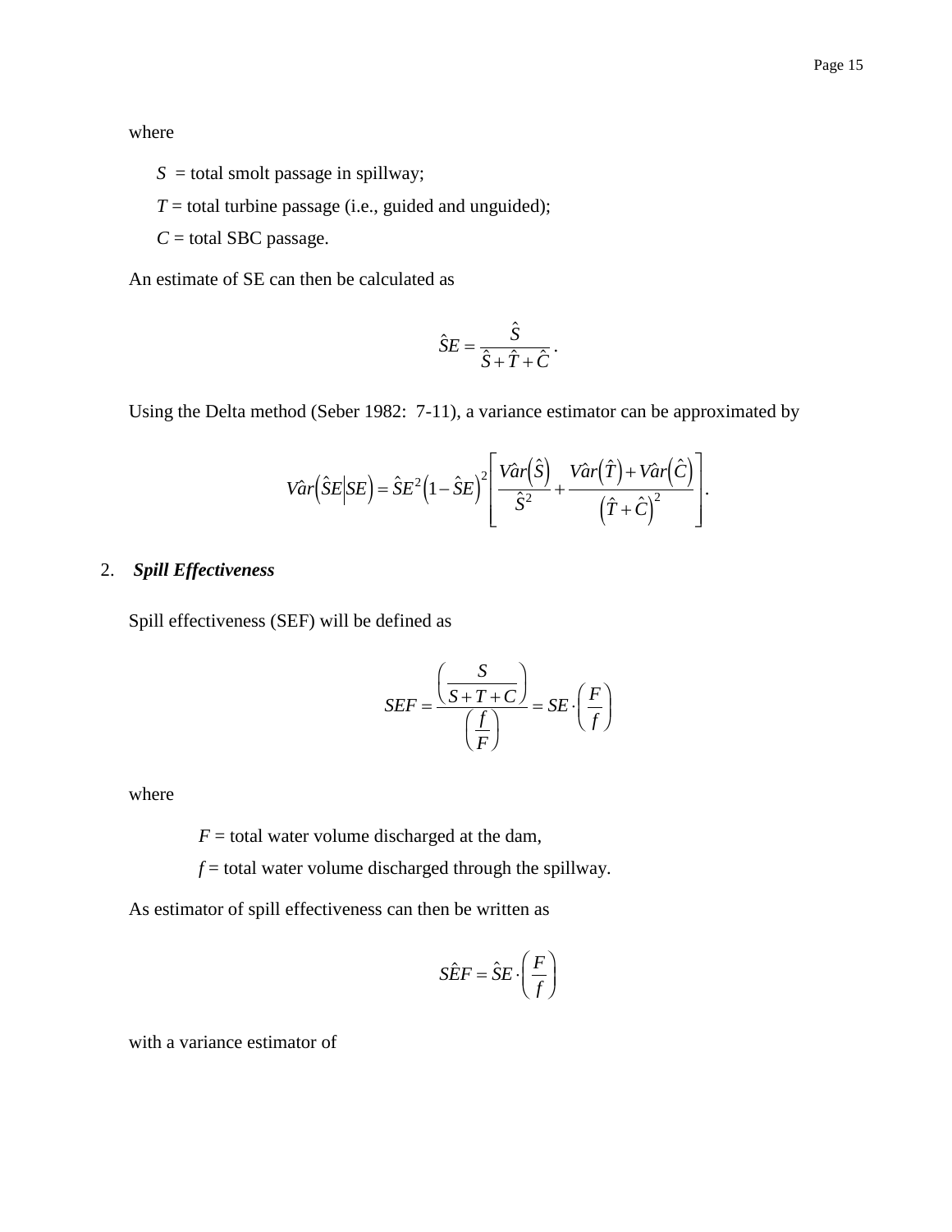where

$S$ = total smolt passage in spillway;

$T$ = total turbine passage (i.e., guided and unguided);

$C$ = total SBC passage.

An estimate of SE can then be calculated as

$$\hat{S}E = \frac{\hat{S}}{\hat{S} + \hat{T} + \hat{C}}.$$

Using the Delta method (Seber 1982: 7-11), a variance estimator can be approximated by

$$V\hat{a}r\left(\hat{S}E \middle| SE\right) = \hat{S}E^2\left(1 - \hat{S}E\right)^2\left[\frac{V\hat{a}r\left(\hat{S}\right)}{\hat{S}^2} + \frac{V\hat{a}r\left(\hat{T}\right) + V\hat{a}r\left(\hat{C}\right)}{\left(\hat{T} + \hat{C}\right)^2}\right].$$

2. ***Spill Effectiveness***

Spill effectiveness (SEF) will be defined as

$$SEF = \frac{\left(\dfrac{S}{S + T + C}\right)}{\left(\dfrac{f}{F}\right)} = SE \cdot \left(\frac{F}{f}\right)$$

where

$F$ = total water volume discharged at the dam,

$f$ = total water volume discharged through the spillway.

As estimator of spill effectiveness can then be written as

$$S\hat{E}F = \hat{S}E \cdot \left(\frac{F}{f}\right)$$

with a variance estimator of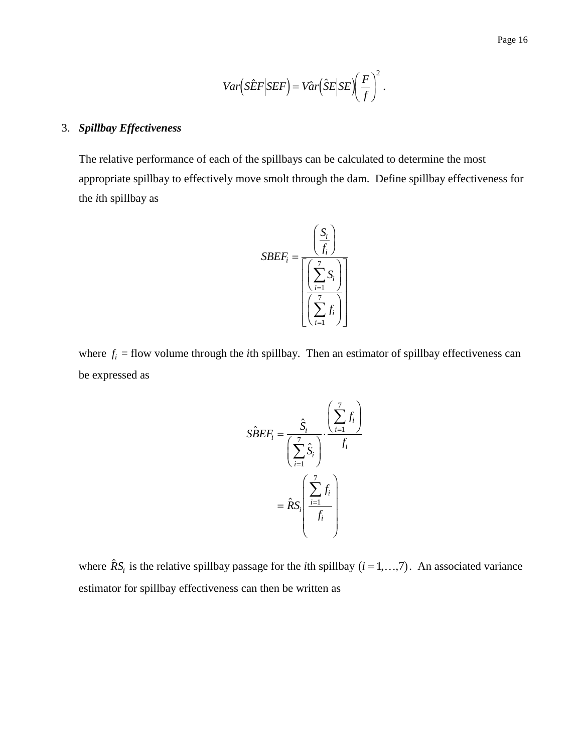$$Var\left(S\hat{E}F \middle| SEF\right) = V\hat{a}r\left(\hat{S}E \middle| SE\right)\left(\frac{F}{f}\right)^2 .$$

3. ***Spillbay Effectiveness***

The relative performance of each of the spillbays can be calculated to determine the most appropriate spillbay to effectively move smolt through the dam. Define spillbay effectiveness for the *i*th spillbay as

$$SBEF_i = \frac{\left(\dfrac{S_i}{f_i}\right)}{\left[\dfrac{\left(\sum_{i=1}^{7} S_i\right)}{\left(\sum_{i=1}^{7} f_i\right)}\right]}$$

where $f_i$ = flow volume through the *i*th spillbay. Then an estimator of spillbay effectiveness can be expressed as

$$S\hat{B}EF_i = \frac{\hat{S}_i}{\left(\sum_{i=1}^{7} \hat{S}_i\right)} \cdot \frac{\left(\sum_{i=1}^{7} f_i\right)}{f_i}$$

$$= \hat{R}S_i \left(\frac{\sum_{i=1}^{7} f_i}{f_i}\right)$$

where $\hat{R}S_i$ is the relative spillbay passage for the *i*th spillbay $(i = 1, \ldots, 7)$. An associated variance estimator for spillbay effectiveness can then be written as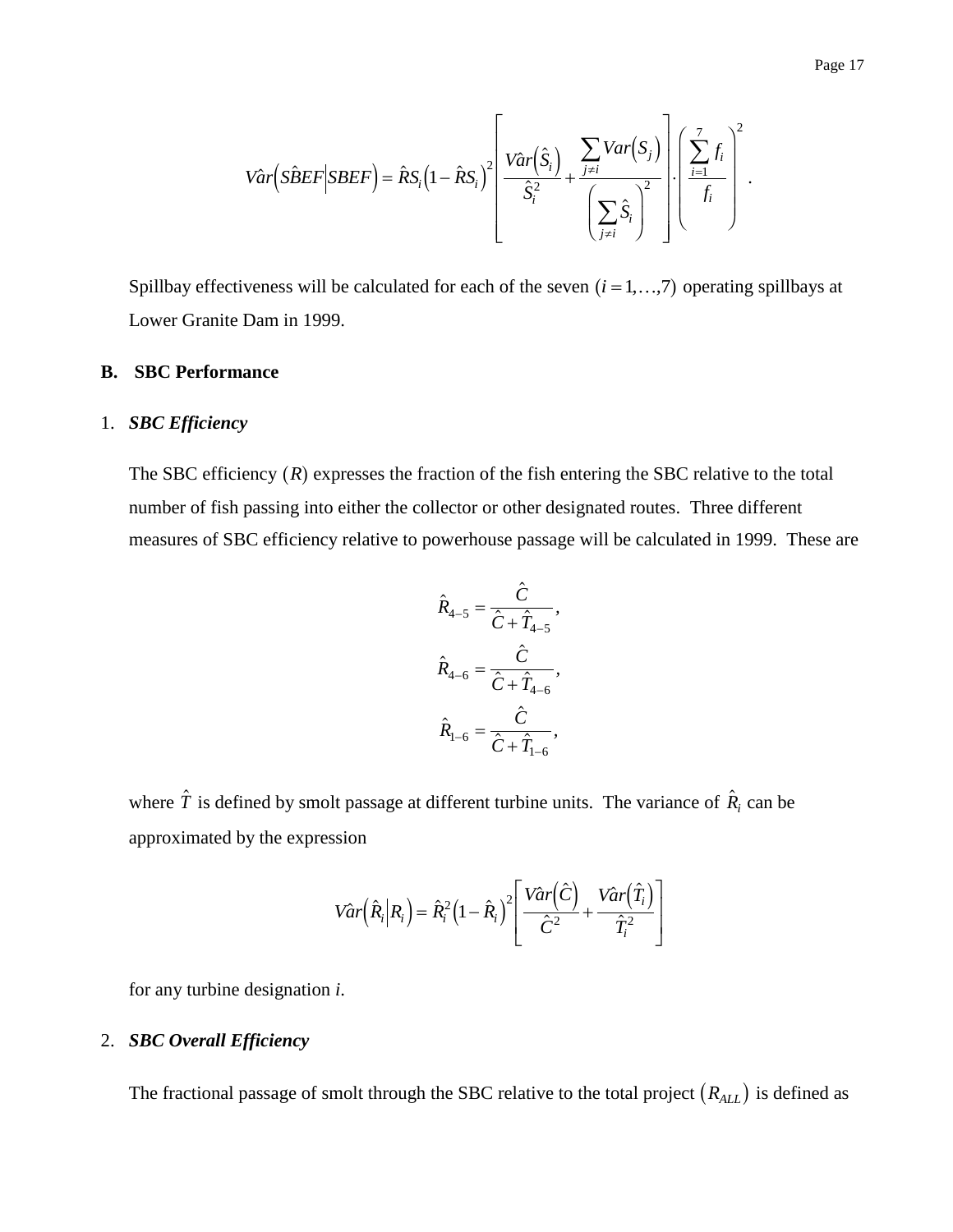$$\hat{Var}\left(\hat{SBEF}\middle|SBEF\right) = \hat{RS}_i\left(1-\hat{RS}_i\right)^2 \left[\frac{\hat{Var}\left(\hat{S}_i\right)}{\hat{S}_i^2} + \frac{\sum_{j\neq i} Var\left(S_j\right)}{\left(\sum_{j\neq i}\hat{S}_i\right)^2}\right] \cdot \left(\frac{\sum_{i=1}^{7} f_i}{f_i}\right)^2 .$$

Spillbay effectiveness will be calculated for each of the seven $(i=1,\ldots,7)$ operating spillbays at Lower Granite Dam in 1999.

## B. SBC Performance

### 1. *SBC Efficiency*

The SBC efficiency $(R)$ expresses the fraction of the fish entering the SBC relative to the total number of fish passing into either the collector or other designated routes. Three different measures of SBC efficiency relative to powerhouse passage will be calculated in 1999. These are

$$\hat{R}_{4-5} = \frac{\hat{C}}{\hat{C}+\hat{T}_{4-5}},$$

$$\hat{R}_{4-6} = \frac{\hat{C}}{\hat{C}+\hat{T}_{4-6}},$$

$$\hat{R}_{1-6} = \frac{\hat{C}}{\hat{C}+\hat{T}_{1-6}},$$

where $\hat{T}$ is defined by smolt passage at different turbine units. The variance of $\hat{R}_i$ can be approximated by the expression

$$\hat{Var}\left(\hat{R}_i\middle|R_i\right) = \hat{R}_i^2\left(1-\hat{R}_i\right)^2 \left[\frac{\hat{Var}\left(\hat{C}\right)}{\hat{C}^2} + \frac{\hat{Var}\left(\hat{T}_i\right)}{\hat{T}_i^2}\right]$$

for any turbine designation *i*.

### 2. *SBC Overall Efficiency*

The fractional passage of smolt through the SBC relative to the total project $\left(R_{ALL}\right)$ is defined as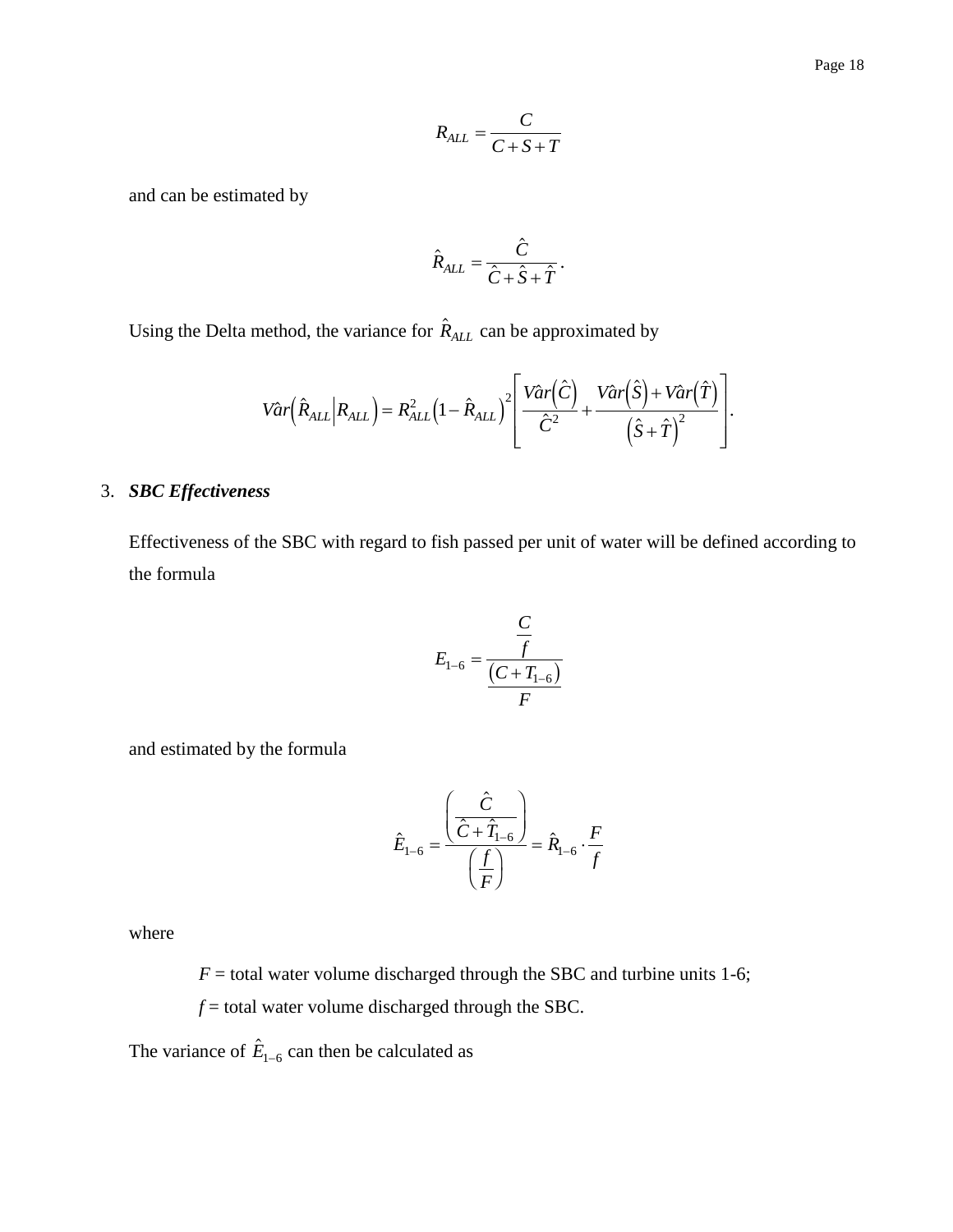$$R_{ALL} = \frac{C}{C + S + T}$$

and can be estimated by

$$\hat{R}_{ALL} = \frac{\hat{C}}{\hat{C} + \hat{S} + \hat{T}}.$$

Using the Delta method, the variance for $\hat{R}_{ALL}$ can be approximated by

$$V\hat{a}r\left(\hat{R}_{ALL} \middle| R_{ALL}\right) = R_{ALL}^2 \left(1 - \hat{R}_{ALL}\right)^2 \left[ \frac{V\hat{a}r\left(\hat{C}\right)}{\hat{C}^2} + \frac{V\hat{a}r\left(\hat{S}\right) + V\hat{a}r\left(\hat{T}\right)}{\left(\hat{S} + \hat{T}\right)^2} \right].$$

3. ***SBC Effectiveness***

Effectiveness of the SBC with regard to fish passed per unit of water will be defined according to the formula

$$E_{1-6} = \frac{\dfrac{C}{f}}{\dfrac{\left(C + T_{1-6}\right)}{F}}$$

and estimated by the formula

$$\hat{E}_{1-6} = \frac{\left(\dfrac{\hat{C}}{\hat{C} + \hat{T}_{1-6}}\right)}{\left(\dfrac{f}{F}\right)} = \hat{R}_{1-6} \cdot \frac{F}{f}$$

where

$F$ = total water volume discharged through the SBC and turbine units 1-6;

$f$ = total water volume discharged through the SBC.

The variance of $\hat{E}_{1-6}$ can then be calculated as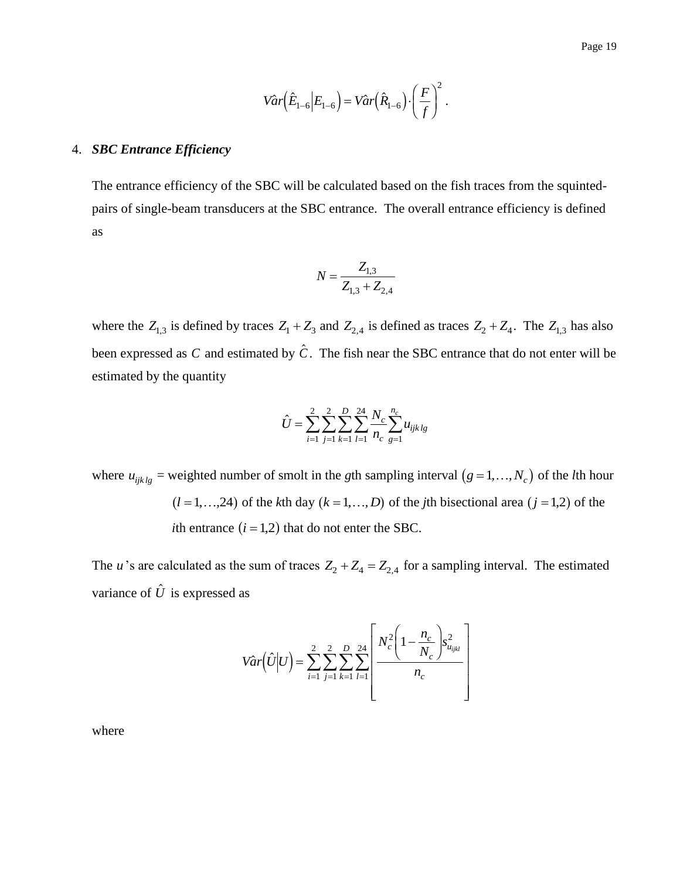$$\hat{Var}\left(\hat{E}_{1-6} \middle| E_{1-6}\right) = \hat{Var}\left(\hat{R}_{1-6}\right) \cdot \left(\frac{F}{f}\right)^2 .$$

4. ***SBC Entrance Efficiency***

The entrance efficiency of the SBC will be calculated based on the fish traces from the squinted-pairs of single-beam transducers at the SBC entrance. The overall entrance efficiency is defined as

$$N = \frac{Z_{1,3}}{Z_{1,3} + Z_{2,4}}$$

where the $Z_{1,3}$ is defined by traces $Z_1 + Z_3$ and $Z_{2,4}$ is defined as traces $Z_2 + Z_4$. The $Z_{1,3}$ has also been expressed as $C$ and estimated by $\hat{C}$. The fish near the SBC entrance that do not enter will be estimated by the quantity

$$\hat{U} = \sum_{i=1}^{2} \sum_{j=1}^{2} \sum_{k=1}^{D} \sum_{l=1}^{24} \frac{N_c}{n_c} \sum_{g=1}^{n_c} u_{ijk\,lg}$$

where $u_{ijk\,lg}$ = weighted number of smolt in the $g$th sampling interval $\left(g = 1, \ldots, N_c\right)$ of the $l$th hour $(l = 1, \ldots, 24)$ of the $k$th day $(k = 1, \ldots, D)$ of the $j$th bisectional area $(j = 1,2)$ of the $i$th entrance $(i = 1,2)$ that do not enter the SBC.

The $u$'s are calculated as the sum of traces $Z_2 + Z_4 = Z_{2,4}$ for a sampling interval. The estimated variance of $\hat{U}$ is expressed as

$$\hat{Var}\left(\hat{U} \middle| U\right) = \sum_{i=1}^{2} \sum_{j=1}^{2} \sum_{k=1}^{D} \sum_{l=1}^{24} \left[ \frac{N_c^2 \left(1 - \frac{n_c}{N_c}\right) s_{u_{ijkl}}^2}{n_c} \right]$$

where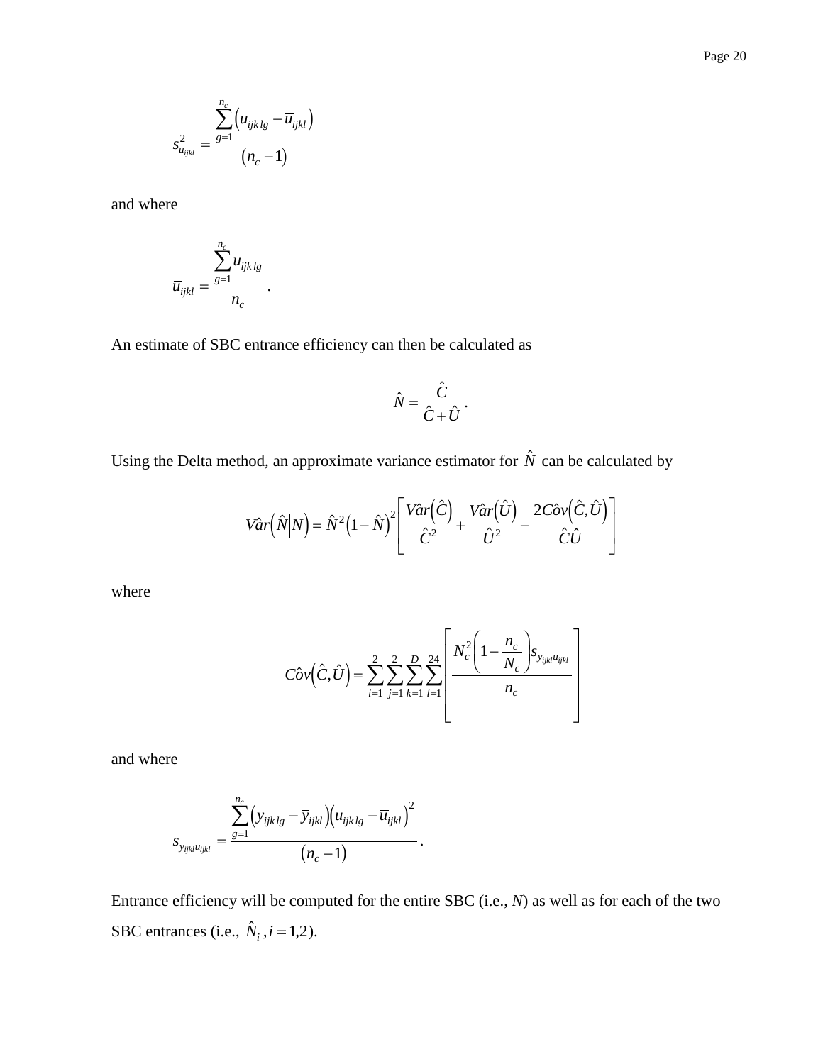$$s^2_{u_{ijkl}} = \frac{\sum_{g=1}^{n_c} \left( u_{ijk\,lg} - \bar{u}_{ijkl} \right)}{\left( n_c - 1 \right)}$$

and where

$$\bar{u}_{ijkl} = \frac{\sum_{g=1}^{n_c} u_{ijk\,lg}}{n_c}.$$

An estimate of SBC entrance efficiency can then be calculated as

$$\hat{N} = \frac{\hat{C}}{\hat{C} + \hat{U}}.$$

Using the Delta method, an approximate variance estimator for $\hat{N}$ can be calculated by

$$V\hat{a}r\left(\hat{N} \middle| N\right) = \hat{N}^2 \left(1 - \hat{N}\right)^2 \left[ \frac{V\hat{a}r\left(\hat{C}\right)}{\hat{C}^2} + \frac{V\hat{a}r\left(\hat{U}\right)}{\hat{U}^2} - \frac{2C\hat{o}v\left(\hat{C}, \hat{U}\right)}{\hat{C}\hat{U}} \right]$$

where

$$C\hat{o}v\left(\hat{C}, \hat{U}\right) = \sum_{i=1}^{2} \sum_{j=1}^{2} \sum_{k=1}^{D} \sum_{l=1}^{24} \left[ \frac{N_c^2 \left(1 - \frac{n_c}{N_c}\right) s_{y_{ijkl} u_{ijkl}}}{n_c} \right]$$

and where

$$s_{y_{ijkl} u_{ijkl}} = \frac{\sum_{g=1}^{n_c} \left( y_{ijk\,lg} - \bar{y}_{ijkl} \right) \left( u_{ijk\,lg} - \bar{u}_{ijkl} \right)^2}{\left( n_c - 1 \right)}.$$

Entrance efficiency will be computed for the entire SBC (i.e., $N$) as well as for each of the two SBC entrances (i.e., $\hat{N}_i, i = 1,2$).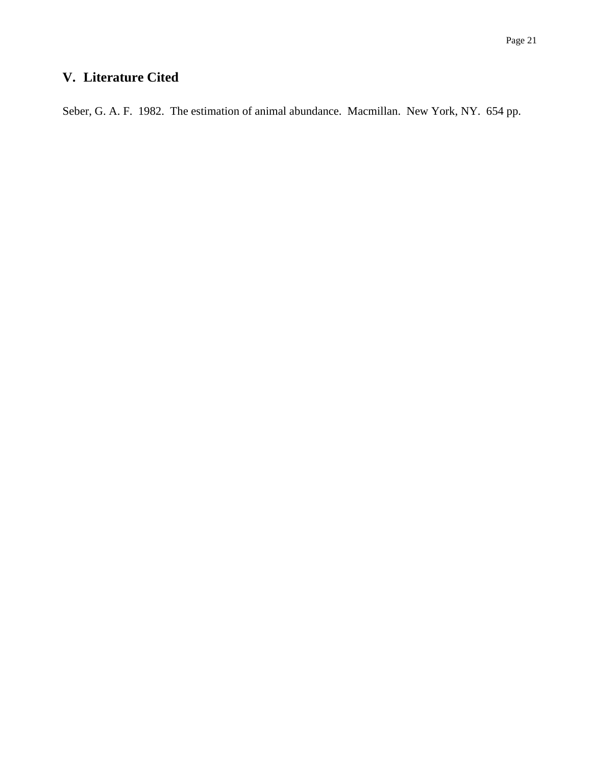## V. Literature Cited

Seber, G. A. F. 1982. The estimation of animal abundance. Macmillan. New York, NY. 654 pp.